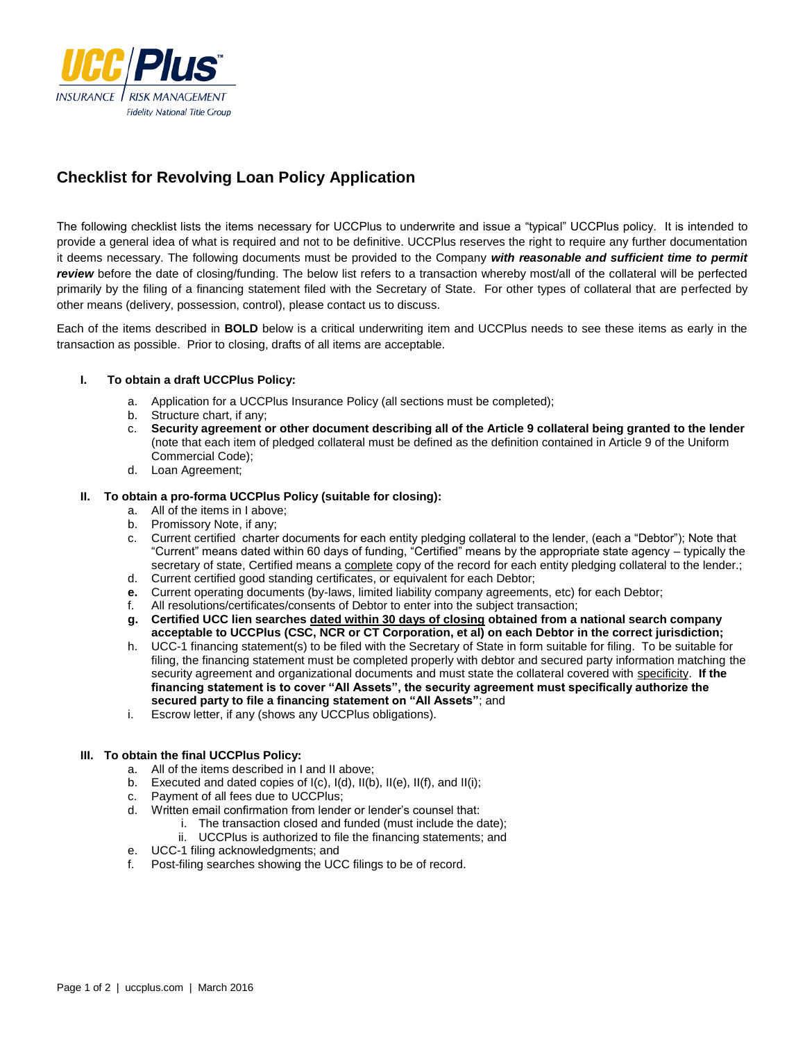# Checklist for Revolving Loan Policy Application

The following checklist lists the items necessary for UCCPlus to underwrite and issue a "typical" UCCPlus policy. It is intended to provide a general idea of what is required and not to be definitive. UCCPlus reserves the right to require any further documentation it deems necessary. The following documents must be provided to the Company ***with reasonable and sufficient time to permit review*** before the date of closing/funding. The below list refers to a transaction whereby most/all of the collateral will be perfected primarily by the filing of a financing statement filed with the Secretary of State. For other types of collateral that are perfected by other means (delivery, possession, control), please contact us to discuss.

Each of the items described in **BOLD** below is a critical underwriting item and UCCPlus needs to see these items as early in the transaction as possible. Prior to closing, drafts of all items are acceptable.

## I. To obtain a draft UCCPlus Policy:

a. Application for a UCCPlus Insurance Policy (all sections must be completed);
b. Structure chart, if any;
c. **Security agreement or other document describing all of the Article 9 collateral being granted to the lender** (note that each item of pledged collateral must be defined as the definition contained in Article 9 of the Uniform Commercial Code);
d. Loan Agreement;

## II. To obtain a pro-forma UCCPlus Policy (suitable for closing):

a. All of the items in I above;
b. Promissory Note, if any;
c. Current certified charter documents for each entity pledging collateral to the lender, (each a "Debtor"); Note that "Current" means dated within 60 days of funding, "Certified" means by the appropriate state agency – typically the secretary of state, Certified means a complete copy of the record for each entity pledging collateral to the lender.;
d. Current certified good standing certificates, or equivalent for each Debtor;
e. Current operating documents (by-laws, limited liability company agreements, etc) for each Debtor;
f. All resolutions/certificates/consents of Debtor to enter into the subject transaction;
g. **Certified UCC lien searches dated within 30 days of closing obtained from a national search company acceptable to UCCPlus (CSC, NCR or CT Corporation, et al) on each Debtor in the correct jurisdiction;**
h. UCC-1 financing statement(s) to be filed with the Secretary of State in form suitable for filing. To be suitable for filing, the financing statement must be completed properly with debtor and secured party information matching the security agreement and organizational documents and must state the collateral covered with specificity. **If the financing statement is to cover "All Assets", the security agreement must specifically authorize the secured party to file a financing statement on "All Assets"**; and
i. Escrow letter, if any (shows any UCCPlus obligations).

## III. To obtain the final UCCPlus Policy:

a. All of the items described in I and II above;
b. Executed and dated copies of I(c), I(d), II(b), II(e), II(f), and II(i);
c. Payment of all fees due to UCCPlus;
d. Written email confirmation from lender or lender's counsel that:
    i. The transaction closed and funded (must include the date);
    ii. UCCPlus is authorized to file the financing statements; and
e. UCC-1 filing acknowledgments; and
f. Post-filing searches showing the UCC filings to be of record.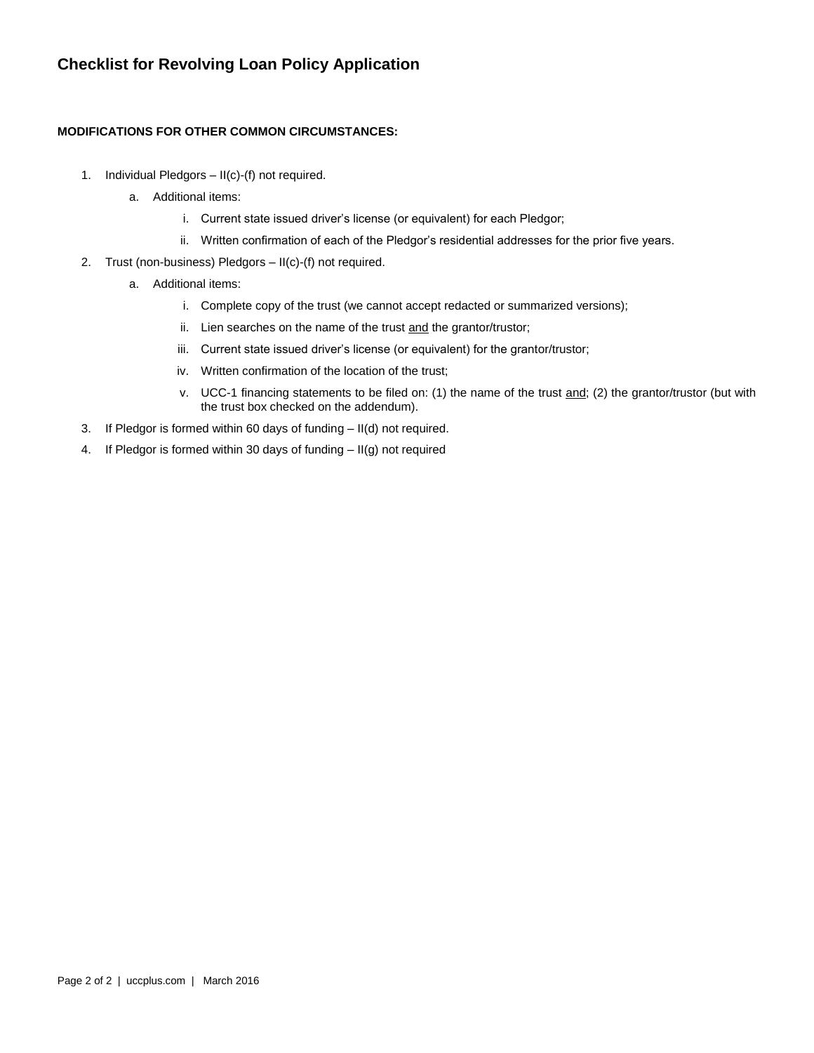## Checklist for Revolving Loan Policy Application

**MODIFICATIONS FOR OTHER COMMON CIRCUMSTANCES:**

1. Individual Pledgors – II(c)-(f) not required.
   a. Additional items:
      i. Current state issued driver's license (or equivalent) for each Pledgor;
      ii. Written confirmation of each of the Pledgor's residential addresses for the prior five years.
2. Trust (non-business) Pledgors – II(c)-(f) not required.
   a. Additional items:
      i. Complete copy of the trust (we cannot accept redacted or summarized versions);
      ii. Lien searches on the name of the trust <u>and</u> the grantor/trustor;
      iii. Current state issued driver's license (or equivalent) for the grantor/trustor;
      iv. Written confirmation of the location of the trust;
      v. UCC-1 financing statements to be filed on: (1) the name of the trust <u>and</u>; (2) the grantor/trustor (but with the trust box checked on the addendum).
3. If Pledgor is formed within 60 days of funding – II(d) not required.
4. If Pledgor is formed within 30 days of funding – II(g) not required